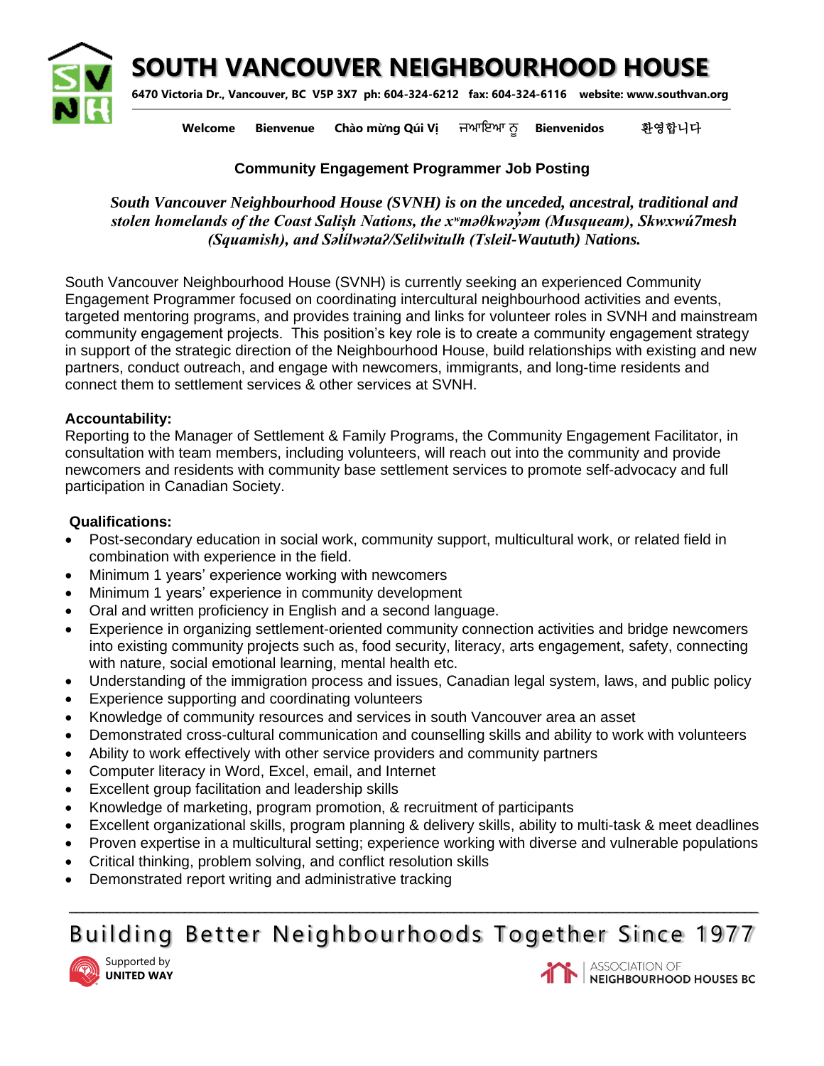# SOUTH VANCOUVER NEIGHBOURHOOD HOUSE

**6470 Victoria Dr., Vancouver, BC V5P 3X7 ph: 604-324-6212 fax: 604-324-6116 website: www.southvan.org**

**Welcome  Bienvenue  Chào mừng Qúi Vị  ਜਆਇਆ ਨੂੰ  Bienvenidos  환영합니다**

## Community Engagement Programmer Job Posting

***South Vancouver Neighbourhood House (SVNH) is on the unceded, ancestral, traditional and stolen homelands of the Coast Salish Nations, the xʷməθkwəy̓əm (Musqueam), Skwxwú7mesh (Squamish), and Səl̓ílwətaʔ/Selilwitulh (Tsleil-Waututh) Nations.***

South Vancouver Neighbourhood House (SVNH) is currently seeking an experienced Community Engagement Programmer focused on coordinating intercultural neighbourhood activities and events, targeted mentoring programs, and provides training and links for volunteer roles in SVNH and mainstream community engagement projects. This position's key role is to create a community engagement strategy in support of the strategic direction of the Neighbourhood House, build relationships with existing and new partners, conduct outreach, and engage with newcomers, immigrants, and long-time residents and connect them to settlement services & other services at SVNH.

**Accountability:**

Reporting to the Manager of Settlement & Family Programs, the Community Engagement Facilitator, in consultation with team members, including volunteers, will reach out into the community and provide newcomers and residents with community base settlement services to promote self-advocacy and full participation in Canadian Society.

**Qualifications:**

- Post-secondary education in social work, community support, multicultural work, or related field in combination with experience in the field.
- Minimum 1 years' experience working with newcomers
- Minimum 1 years' experience in community development
- Oral and written proficiency in English and a second language.
- Experience in organizing settlement-oriented community connection activities and bridge newcomers into existing community projects such as, food security, literacy, arts engagement, safety, connecting with nature, social emotional learning, mental health etc.
- Understanding of the immigration process and issues, Canadian legal system, laws, and public policy
- Experience supporting and coordinating volunteers
- Knowledge of community resources and services in south Vancouver area an asset
- Demonstrated cross-cultural communication and counselling skills and ability to work with volunteers
- Ability to work effectively with other service providers and community partners
- Computer literacy in Word, Excel, email, and Internet
- Excellent group facilitation and leadership skills
- Knowledge of marketing, program promotion, & recruitment of participants
- Excellent organizational skills, program planning & delivery skills, ability to multi-task & meet deadlines
- Proven expertise in a multicultural setting; experience working with diverse and vulnerable populations
- Critical thinking, problem solving, and conflict resolution skills
- Demonstrated report writing and administrative tracking

Building Better Neighbourhoods Together Since 1977

Supported by UNITED WAY

ASSOCIATION OF NEIGHBOURHOOD HOUSES BC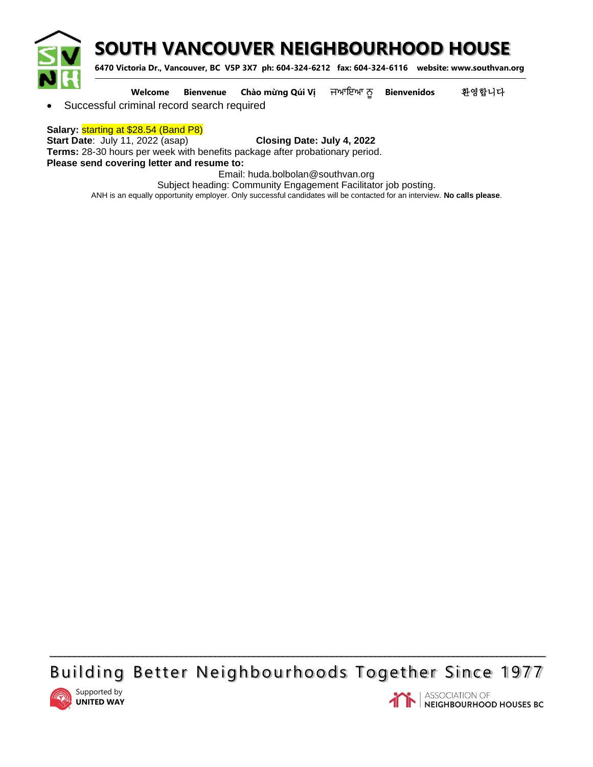- Successful criminal record search required

**Salary:** starting at $28.54 (Band P8)

**Start Date**: July 11, 2022 (asap) **Closing Date: July 4, 2022**

**Terms:** 28-30 hours per week with benefits package after probationary period.

**Please send covering letter and resume to:**

Email: huda.bolbolan@southvan.org

Subject heading: Community Engagement Facilitator job posting.

ANH is an equally opportunity employer. Only successful candidates will be contacted for an interview. **No calls please**.